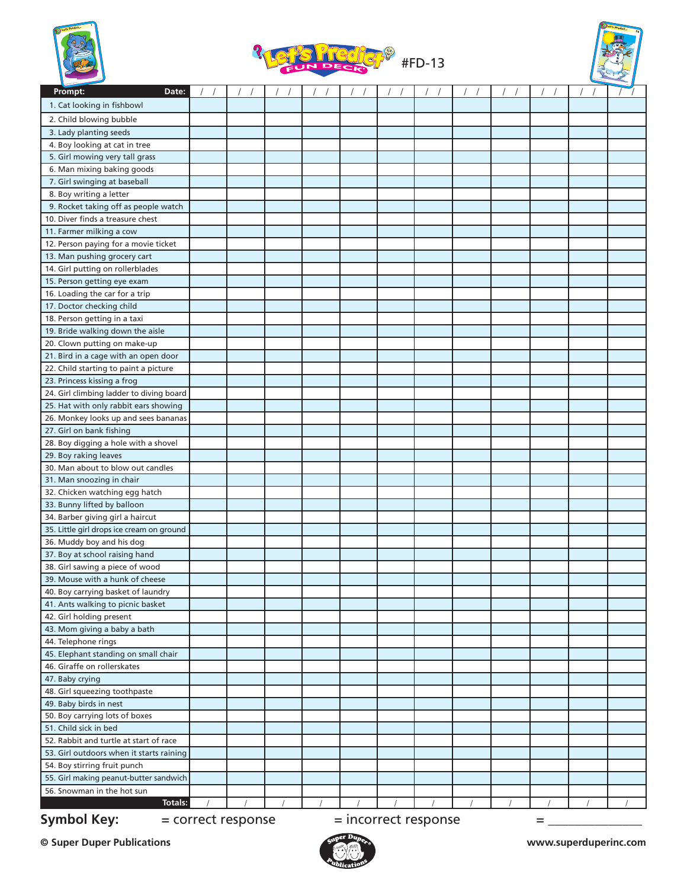# Let's Predict FUN DECK #FD-13

| Prompt: Date: | / / | / / | / / | / / | / / | / / | / / | / / | / / | / / | / / | / / |
|---|---|---|---|---|---|---|---|---|---|---|---|---|
| 1. Cat looking in fishbowl | | | | | | | | | | | | |
| 2. Child blowing bubble | | | | | | | | | | | | |
| 3. Lady planting seeds | | | | | | | | | | | | |
| 4. Boy looking at cat in tree | | | | | | | | | | | | |
| 5. Girl mowing very tall grass | | | | | | | | | | | | |
| 6. Man mixing baking goods | | | | | | | | | | | | |
| 7. Girl swinging at baseball | | | | | | | | | | | | |
| 8. Boy writing a letter | | | | | | | | | | | | |
| 9. Rocket taking off as people watch | | | | | | | | | | | | |
| 10. Diver finds a treasure chest | | | | | | | | | | | | |
| 11. Farmer milking a cow | | | | | | | | | | | | |
| 12. Person paying for a movie ticket | | | | | | | | | | | | |
| 13. Man pushing grocery cart | | | | | | | | | | | | |
| 14. Girl putting on rollerblades | | | | | | | | | | | | |
| 15. Person getting eye exam | | | | | | | | | | | | |
| 16. Loading the car for a trip | | | | | | | | | | | | |
| 17. Doctor checking child | | | | | | | | | | | | |
| 18. Person getting in a taxi | | | | | | | | | | | | |
| 19. Bride walking down the aisle | | | | | | | | | | | | |
| 20. Clown putting on make-up | | | | | | | | | | | | |
| 21. Bird in a cage with an open door | | | | | | | | | | | | |
| 22. Child starting to paint a picture | | | | | | | | | | | | |
| 23. Princess kissing a frog | | | | | | | | | | | | |
| 24. Girl climbing ladder to diving board | | | | | | | | | | | | |
| 25. Hat with only rabbit ears showing | | | | | | | | | | | | |
| 26. Monkey looks up and sees bananas | | | | | | | | | | | | |
| 27. Girl on bank fishing | | | | | | | | | | | | |
| 28. Boy digging a hole with a shovel | | | | | | | | | | | | |
| 29. Boy raking leaves | | | | | | | | | | | | |
| 30. Man about to blow out candles | | | | | | | | | | | | |
| 31. Man snoozing in chair | | | | | | | | | | | | |
| 32. Chicken watching egg hatch | | | | | | | | | | | | |
| 33. Bunny lifted by balloon | | | | | | | | | | | | |
| 34. Barber giving girl a haircut | | | | | | | | | | | | |
| 35. Little girl drops ice cream on ground | | | | | | | | | | | | |
| 36. Muddy boy and his dog | | | | | | | | | | | | |
| 37. Boy at school raising hand | | | | | | | | | | | | |
| 38. Girl sawing a piece of wood | | | | | | | | | | | | |
| 39. Mouse with a hunk of cheese | | | | | | | | | | | | |
| 40. Boy carrying basket of laundry | | | | | | | | | | | | |
| 41. Ants walking to picnic basket | | | | | | | | | | | | |
| 42. Girl holding present | | | | | | | | | | | | |
| 43. Mom giving a baby a bath | | | | | | | | | | | | |
| 44. Telephone rings | | | | | | | | | | | | |
| 45. Elephant standing on small chair | | | | | | | | | | | | |
| 46. Giraffe on rollerskates | | | | | | | | | | | | |
| 47. Baby crying | | | | | | | | | | | | |
| 48. Girl squeezing toothpaste | | | | | | | | | | | | |
| 49. Baby birds in nest | | | | | | | | | | | | |
| 50. Boy carrying lots of boxes | | | | | | | | | | | | |
| 51. Child sick in bed | | | | | | | | | | | | |
| 52. Rabbit and turtle at start of race | | | | | | | | | | | | |
| 53. Girl outdoors when it starts raining | | | | | | | | | | | | |
| 54. Boy stirring fruit punch | | | | | | | | | | | | |
| 55. Girl making peanut-butter sandwich | | | | | | | | | | | | |
| 56. Snowman in the hot sun | | | | | | | | | | | | |
| Totals: | / | / | / | / | / | / | / | / | / | / | / | / |

**Symbol Key:** = correct response = incorrect response = _______________

© Super Duper Publications www.superduperinc.com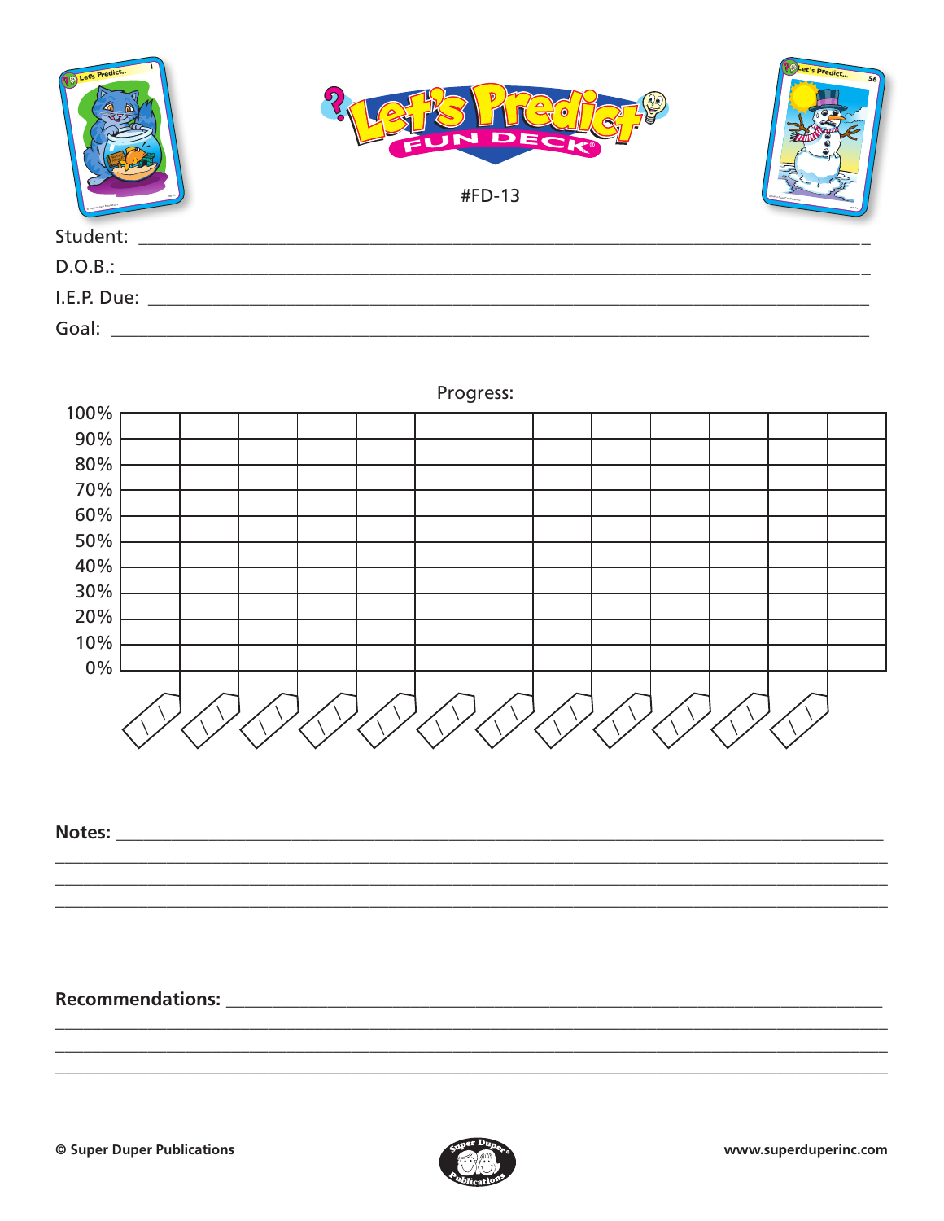# Let's Predict FUN DECK®

#FD-13

Student: ______________________________________________

D.O.B.: ______________________________________________

I.E.P. Due: ______________________________________________

Goal: ______________________________________________

Progress:

100%
90%
80%
70%
60%
50%
40%
30%
20%
10%
0%

**Notes:** ______________________________________________

______________________________________________

______________________________________________

______________________________________________

**Recommendations:** ______________________________________________

______________________________________________

______________________________________________

______________________________________________

**© Super Duper Publications** **www.superduperinc.com**